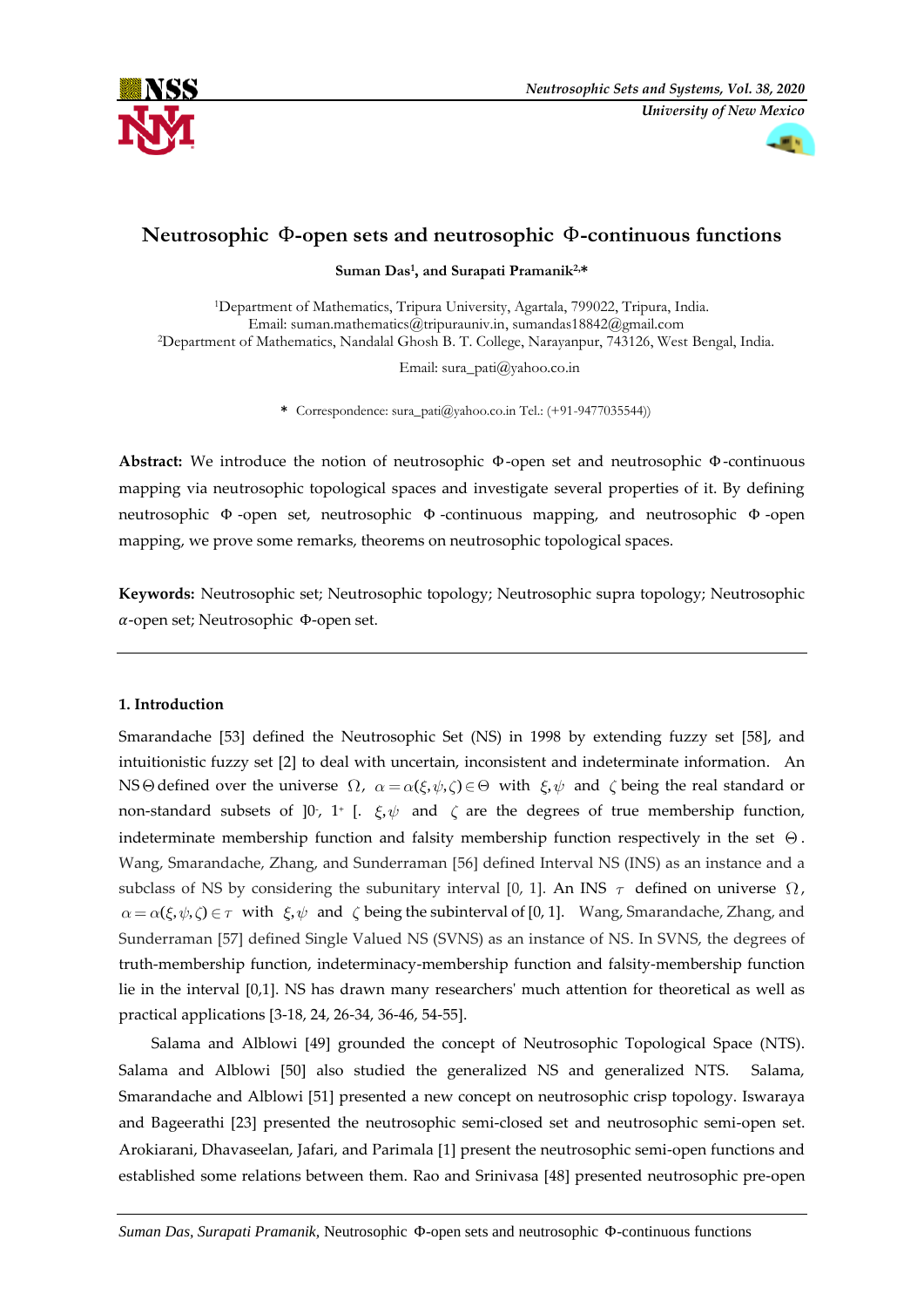# Neutrosophic Φ-open sets and neutrosophic Φ-continuous functions

**Suman Das[1], and Surapati Pramanik[2,*]**

[1]Department of Mathematics, Tripura University, Agartala, 799022, Tripura, India.
Email: suman.mathematics@tripurauniv.in, sumandas18842@gmail.com
[2]Department of Mathematics, Nandalal Ghosh B. T. College, Narayanpur, 743126, West Bengal, India.

Email: sura_pati@yahoo.co.in

\* Correspondence: sura_pati@yahoo.co.in Tel.: (+91-9477035544))

**Abstract:** We introduce the notion of neutrosophic Φ-open set and neutrosophic Φ-continuous mapping via neutrosophic topological spaces and investigate several properties of it. By defining neutrosophic Φ-open set, neutrosophic Φ-continuous mapping, and neutrosophic Φ-open mapping, we prove some remarks, theorems on neutrosophic topological spaces.

**Keywords:** Neutrosophic set; Neutrosophic topology; Neutrosophic supra topology; Neutrosophic $\alpha$-open set; Neutrosophic Φ-open set.

## 1. Introduction

Smarandache [53] defined the Neutrosophic Set (NS) in 1998 by extending fuzzy set [58], and intuitionistic fuzzy set [2] to deal with uncertain, inconsistent and indeterminate information. An NS $\Theta$ defined over the universe $\Omega$, $\alpha = \alpha(\xi, \psi, \zeta) \in \Theta$ with $\xi, \psi$ and $\zeta$ being the real standard or non-standard subsets of $]0^-, 1^+[$. $\xi, \psi$ and $\zeta$ are the degrees of true membership function, indeterminate membership function and falsity membership function respectively in the set $\Theta$. Wang, Smarandache, Zhang, and Sunderraman [56] defined Interval NS (INS) as an instance and a subclass of NS by considering the subunitary interval [0, 1]. An INS $\tau$ defined on universe $\Omega$, $\alpha = \alpha(\xi, \psi, \zeta) \in \tau$ with $\xi, \psi$ and $\zeta$ being the subinterval of [0, 1]. Wang, Smarandache, Zhang, and Sunderraman [57] defined Single Valued NS (SVNS) as an instance of NS. In SVNS, the degrees of truth-membership function, indeterminacy-membership function and falsity-membership function lie in the interval [0,1]. NS has drawn many researchers' much attention for theoretical as well as practical applications [3-18, 24, 26-34, 36-46, 54-55].

Salama and Alblowi [49] grounded the concept of Neutrosophic Topological Space (NTS). Salama and Alblowi [50] also studied the generalized NS and generalized NTS. Salama, Smarandache and Alblowi [51] presented a new concept on neutrosophic crisp topology. Iswaraya and Bageerathi [23] presented the neutrosophic semi-closed set and neutrosophic semi-open set. Arokiarani, Dhavaseelan, Jafari, and Parimala [1] present the neutrosophic semi-open functions and established some relations between them. Rao and Srinivasa [48] presented neutrosophic pre-open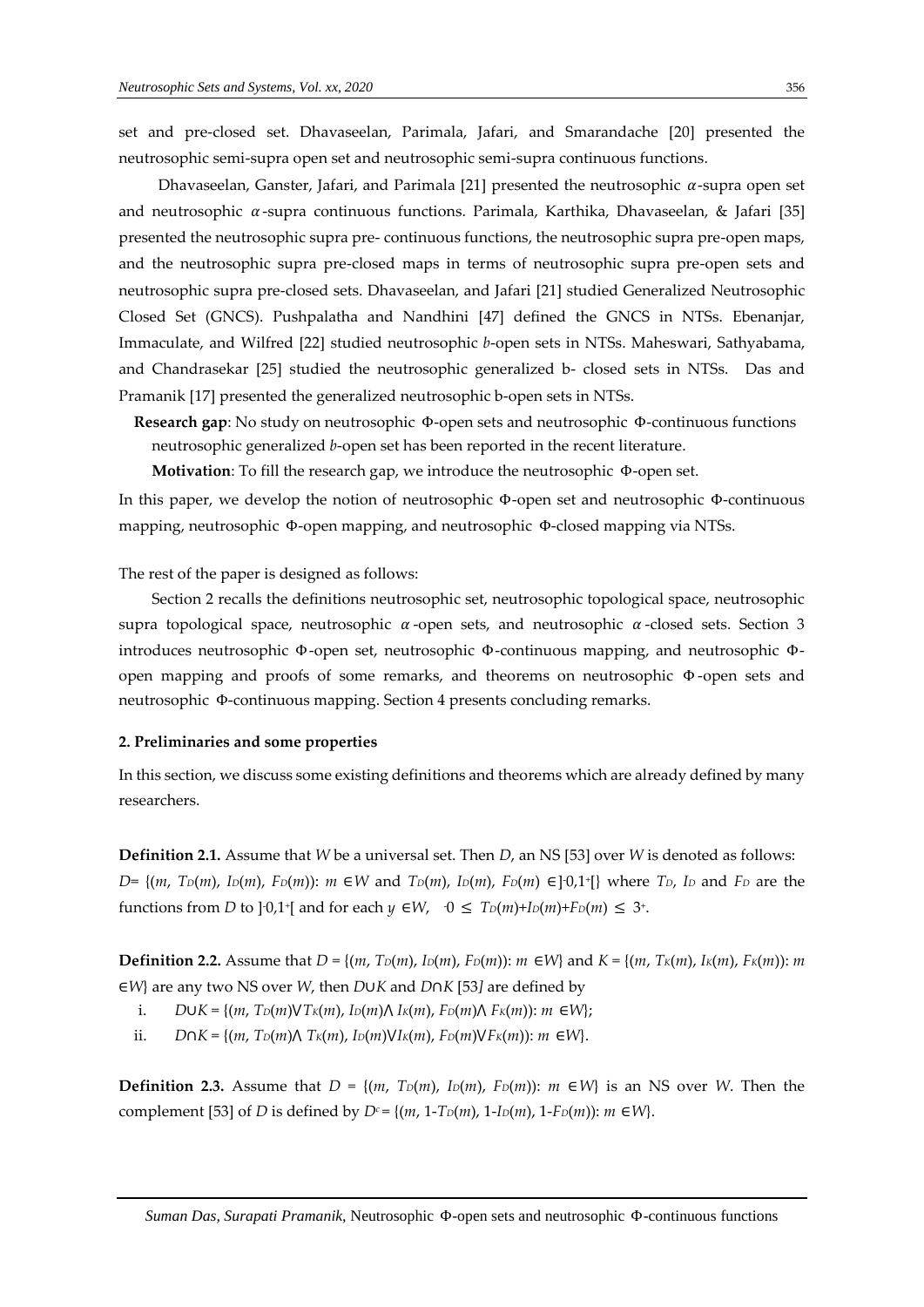set and pre-closed set. Dhavaseelan, Parimala, Jafari, and Smarandache [20] presented the neutrosophic semi-supra open set and neutrosophic semi-supra continuous functions.

Dhavaseelan, Ganster, Jafari, and Parimala [21] presented the neutrosophic $\alpha$-supra open set and neutrosophic $\alpha$-supra continuous functions. Parimala, Karthika, Dhavaseelan, & Jafari [35] presented the neutrosophic supra pre- continuous functions, the neutrosophic supra pre-open maps, and the neutrosophic supra pre-closed maps in terms of neutrosophic supra pre-open sets and neutrosophic supra pre-closed sets. Dhavaseelan, and Jafari [21] studied Generalized Neutrosophic Closed Set (GNCS). Pushpalatha and Nandhini [47] defined the GNCS in NTSs. Ebenanjar, Immaculate, and Wilfred [22] studied neutrosophic *b*-open sets in NTSs. Maheswari, Sathyabama, and Chandrasekar [25] studied the neutrosophic generalized b- closed sets in NTSs. Das and Pramanik [17] presented the generalized neutrosophic b-open sets in NTSs.

**Research gap**: No study on neutrosophic Φ-open sets and neutrosophic Φ-continuous functions neutrosophic generalized *b*-open set has been reported in the recent literature.

**Motivation**: To fill the research gap, we introduce the neutrosophic Φ-open set.

In this paper, we develop the notion of neutrosophic Φ-open set and neutrosophic Φ-continuous mapping, neutrosophic Φ-open mapping, and neutrosophic Φ-closed mapping via NTSs.

The rest of the paper is designed as follows:

Section 2 recalls the definitions neutrosophic set, neutrosophic topological space, neutrosophic supra topological space, neutrosophic $\alpha$-open sets, and neutrosophic $\alpha$-closed sets. Section 3 introduces neutrosophic Φ-open set, neutrosophic Φ-continuous mapping, and neutrosophic Φ-open mapping and proofs of some remarks, and theorems on neutrosophic Φ-open sets and neutrosophic Φ-continuous mapping. Section 4 presents concluding remarks.

## 2. Preliminaries and some properties

In this section, we discuss some existing definitions and theorems which are already defined by many researchers.

**Definition 2.1.** Assume that *W* be a universal set. Then *D*, an NS [53] over *W* is denoted as follows: $D = \{(m, T_D(m), I_D(m), F_D(m)): m \in W$ and $T_D(m), I_D(m), F_D(m) \in ]^-0,1^+[\}$ where $T_D$, $I_D$ and $F_D$ are the functions from *D* to $]^-0,1^+[$ and for each $y \in W$, $^-0 \leq T_D(m)+I_D(m)+F_D(m) \leq 3^+$.

**Definition 2.2.** Assume that $D = \{(m, T_D(m), I_D(m), F_D(m)): m \in W\}$ and $K = \{(m, T_K(m), I_K(m), F_K(m)): m \in W\}$ are any two NS over *W*, then $D \cup K$ and $D \cap K$ [53] are defined by

i. $D \cup K = \{(m, T_D(m) \vee T_K(m), I_D(m) \wedge I_K(m), F_D(m) \wedge F_K(m)): m \in W\}$;

ii. $D \cap K = \{(m, T_D(m) \wedge T_K(m), I_D(m) \vee I_K(m), F_D(m) \vee F_K(m)): m \in W\}$.

**Definition 2.3.** Assume that $D = \{(m, T_D(m), I_D(m), F_D(m)): m \in W\}$ is an NS over *W*. Then the complement [53] of *D* is defined by $D^c = \{(m, 1-T_D(m), 1-I_D(m), 1-F_D(m)): m \in W\}$.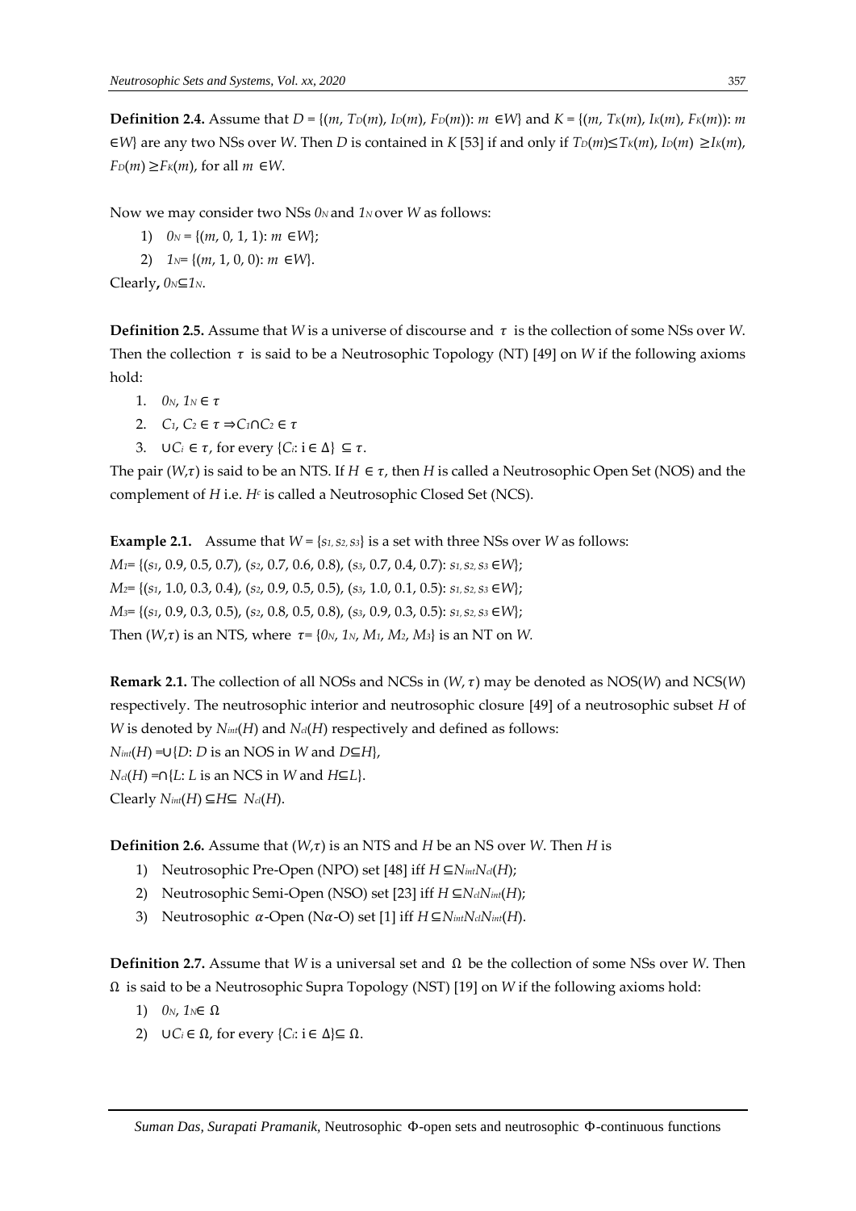**Definition 2.4.** Assume that $D = \{(m, T_D(m), I_D(m), F_D(m)): m \in W\}$ and $K = \{(m, T_K(m), I_K(m), F_K(m)): m \in W\}$ are any two NSs over $W$. Then $D$ is contained in $K$ [53] if and only if $T_D(m) \leq T_K(m)$, $I_D(m) \geq I_K(m)$, $F_D(m) \geq F_K(m)$, for all $m \in W$.

Now we may consider two NSs $0_N$ and $1_N$ over $W$ as follows:

1) $0_N = \{(m, 0, 1, 1): m \in W\}$;
2) $1_N = \{(m, 1, 0, 0): m \in W\}$.

Clearly, $0_N \subseteq 1_N$.

**Definition 2.5.** Assume that $W$ is a universe of discourse and $\tau$ is the collection of some NSs over $W$. Then the collection $\tau$ is said to be a Neutrosophic Topology (NT) [49] on $W$ if the following axioms hold:

1. $0_N, 1_N \in \tau$
2. $C_1, C_2 \in \tau \Rightarrow C_1 \cap C_2 \in \tau$
3. $\cup C_i \in \tau$, for every $\{C_i: i \in \Delta\} \subseteq \tau$.

The pair $(W, \tau)$ is said to be an NTS. If $H \in \tau$, then $H$ is called a Neutrosophic Open Set (NOS) and the complement of $H$ i.e. $H^c$ is called a Neutrosophic Closed Set (NCS).

**Example 2.1.** Assume that $W = \{s_1, s_2, s_3\}$ is a set with three NSs over $W$ as follows:
$M_1 = \{(s_1, 0.9, 0.5, 0.7), (s_2, 0.7, 0.6, 0.8), (s_3, 0.7, 0.4, 0.7): s_1, s_2, s_3 \in W\}$;
$M_2 = \{(s_1, 1.0, 0.3, 0.4), (s_2, 0.9, 0.5, 0.5), (s_3, 1.0, 0.1, 0.5): s_1, s_2, s_3 \in W\}$;
$M_3 = \{(s_1, 0.9, 0.3, 0.5), (s_2, 0.8, 0.5, 0.8), (s_3, 0.9, 0.3, 0.5): s_1, s_2, s_3 \in W\}$;
Then $(W, \tau)$ is an NTS, where $\tau = \{0_N, 1_N, M_1, M_2, M_3\}$ is an NT on $W$.

**Remark 2.1.** The collection of all NOSs and NCSs in $(W, \tau)$ may be denoted as NOS($W$) and NCS($W$) respectively. The neutrosophic interior and neutrosophic closure [49] of a neutrosophic subset $H$ of $W$ is denoted by $N_{int}(H)$ and $N_{cl}(H)$ respectively and defined as follows:
$N_{int}(H) = \cup\{D: D \text{ is an NOS in } W \text{ and } D \subseteq H\}$,
$N_{cl}(H) = \cap\{L: L \text{ is an NCS in } W \text{ and } H \subseteq L\}$.
Clearly $N_{int}(H) \subseteq H \subseteq N_{cl}(H)$.

**Definition 2.6.** Assume that $(W, \tau)$ is an NTS and $H$ be an NS over $W$. Then $H$ is

1) Neutrosophic Pre-Open (NPO) set [48] iff $H \subseteq N_{int}N_{cl}(H)$;
2) Neutrosophic Semi-Open (NSO) set [23] iff $H \subseteq N_{cl}N_{int}(H)$;
3) Neutrosophic $\alpha$-Open (N$\alpha$-O) set [1] iff $H \subseteq N_{int}N_{cl}N_{int}(H)$.

**Definition 2.7.** Assume that $W$ is a universal set and $\Omega$ be the collection of some NSs over $W$. Then $\Omega$ is said to be a Neutrosophic Supra Topology (NST) [19] on $W$ if the following axioms hold:

1) $0_N, 1_N \in \Omega$
2) $\cup C_i \in \Omega$, for every $\{C_i: i \in \Delta\} \subseteq \Omega$.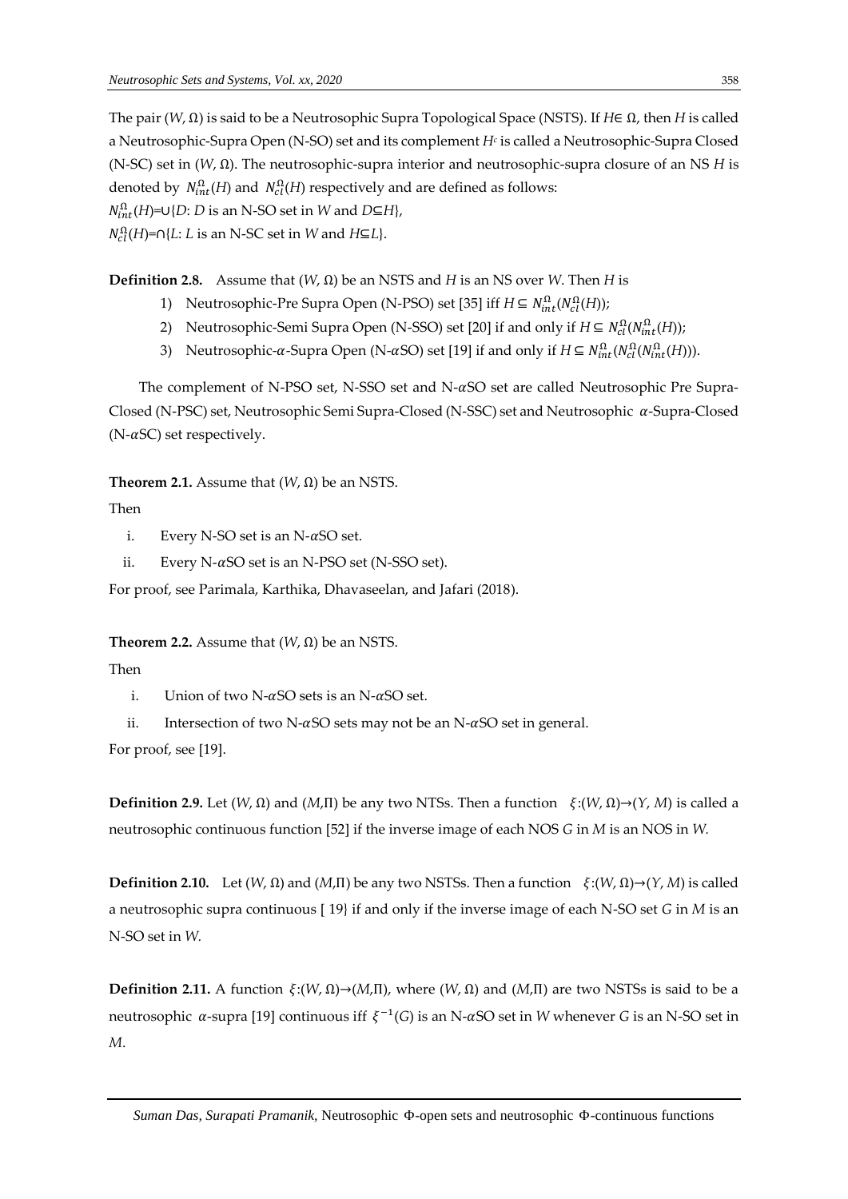The pair $(W, \Omega)$ is said to be a Neutrosophic Supra Topological Space (NSTS). If $H \in \Omega$, then $H$ is called a Neutrosophic-Supra Open (N-SO) set and its complement $H^c$ is called a Neutrosophic-Supra Closed (N-SC) set in $(W, \Omega)$. The neutrosophic-supra interior and neutrosophic-supra closure of an NS $H$ is denoted by $N_{int}^{\Omega}(H)$ and $N_{cl}^{\Omega}(H)$ respectively and are defined as follows:

$N_{int}^{\Omega}(H)=\cup\{D: D$ is an N-SO set in $W$ and $D \subseteq H\}$,

$N_{cl}^{\Omega}(H)=\cap\{L: L$ is an N-SC set in $W$ and $H \subseteq L\}$.

**Definition 2.8.** Assume that $(W, \Omega)$ be an NSTS and $H$ is an NS over $W$. Then $H$ is

1) Neutrosophic-Pre Supra Open (N-PSO) set [35] iff $H \subseteq N_{int}^{\Omega}(N_{cl}^{\Omega}(H))$;
2) Neutrosophic-Semi Supra Open (N-SSO) set [20] if and only if $H \subseteq N_{cl}^{\Omega}(N_{int}^{\Omega}(H))$;
3) Neutrosophic-$\alpha$-Supra Open (N-$\alpha$SO) set [19] if and only if $H \subseteq N_{int}^{\Omega}(N_{cl}^{\Omega}(N_{int}^{\Omega}(H)))$.

The complement of N-PSO set, N-SSO set and N-$\alpha$SO set are called Neutrosophic Pre Supra-Closed (N-PSC) set, Neutrosophic Semi Supra-Closed (N-SSC) set and Neutrosophic $\alpha$-Supra-Closed (N-$\alpha$SC) set respectively.

**Theorem 2.1.** Assume that $(W, \Omega)$ be an NSTS.

Then

i. Every N-SO set is an N-$\alpha$SO set.
ii. Every N-$\alpha$SO set is an N-PSO set (N-SSO set).

For proof, see Parimala, Karthika, Dhavaseelan, and Jafari (2018).

**Theorem 2.2.** Assume that $(W, \Omega)$ be an NSTS.

Then

i. Union of two N-$\alpha$SO sets is an N-$\alpha$SO set.
ii. Intersection of two N-$\alpha$SO sets may not be an N-$\alpha$SO set in general.

For proof, see [19].

**Definition 2.9.** Let $(W, \Omega)$ and $(M,\Pi)$ be any two NTSs. Then a function $\xi:(W, \Omega)\rightarrow(Y, M)$ is called a neutrosophic continuous function [52] if the inverse image of each NOS $G$ in $M$ is an NOS in $W$.

**Definition 2.10.** Let $(W, \Omega)$ and $(M,\Pi)$ be any two NSTSs. Then a function $\xi:(W, \Omega)\rightarrow(Y, M)$ is called a neutrosophic supra continuous [ 19} if and only if the inverse image of each N-SO set $G$ in $M$ is an N-SO set in $W$.

**Definition 2.11.** A function $\xi:(W, \Omega)\rightarrow(M,\Pi)$, where $(W, \Omega)$ and $(M,\Pi)$ are two NSTSs is said to be a neutrosophic $\alpha$-supra [19] continuous iff $\xi^{-1}(G)$ is an N-$\alpha$SO set in $W$ whenever $G$ is an N-SO set in $M$.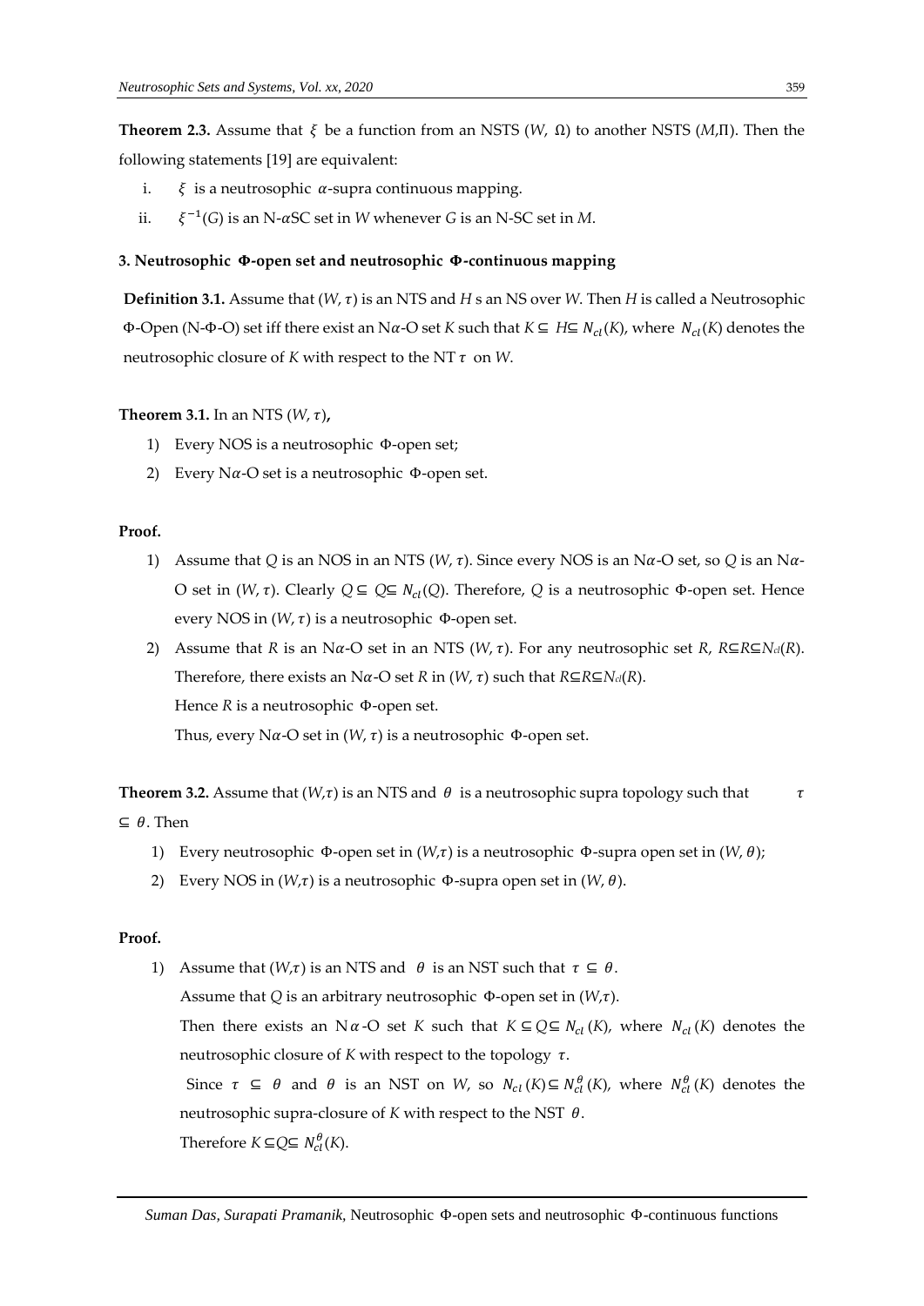**Theorem 2.3.** Assume that $\xi$ be a function from an NSTS ($W$, $\Omega$) to another NSTS ($M$,$\Pi$). Then the following statements [19] are equivalent:

i. $\xi$ is a neutrosophic $\alpha$-supra continuous mapping.

ii. $\xi^{-1}(G)$ is an N-$\alpha$SC set in $W$ whenever $G$ is an N-SC set in $M$.

### 3. Neutrosophic Φ-open set and neutrosophic Φ-continuous mapping

**Definition 3.1.** Assume that ($W$, $\tau$) is an NTS and $H$ s an NS over $W$. Then $H$ is called a Neutrosophic Φ-Open (N-Φ-O) set iff there exist an N$\alpha$-O set $K$ such that $K \subseteq H \subseteq N_{cl}(K)$, where $N_{cl}(K)$ denotes the neutrosophic closure of $K$ with respect to the NT $\tau$ on $W$.

**Theorem 3.1.** In an NTS ($W$, $\tau$),

1) Every NOS is a neutrosophic Φ-open set;
2) Every N$\alpha$-O set is a neutrosophic Φ-open set.

**Proof.**

1) Assume that $Q$ is an NOS in an NTS ($W$, $\tau$). Since every NOS is an N$\alpha$-O set, so $Q$ is an N$\alpha$-O set in ($W$, $\tau$). Clearly $Q \subseteq Q \subseteq N_{cl}(Q)$. Therefore, $Q$ is a neutrosophic Φ-open set. Hence every NOS in ($W$, $\tau$) is a neutrosophic Φ-open set.
2) Assume that $R$ is an N$\alpha$-O set in an NTS ($W$, $\tau$). For any neutrosophic set $R$, $R \subseteq R \subseteq N_{cl}(R)$. Therefore, there exists an N$\alpha$-O set $R$ in ($W$, $\tau$) such that $R \subseteq R \subseteq N_{cl}(R)$.
Hence $R$ is a neutrosophic Φ-open set.
Thus, every N$\alpha$-O set in ($W$, $\tau$) is a neutrosophic Φ-open set.

**Theorem 3.2.** Assume that ($W$,$\tau$) is an NTS and $\theta$ is a neutrosophic supra topology such that $\tau \subseteq \theta$. Then

1) Every neutrosophic Φ-open set in ($W$,$\tau$) is a neutrosophic Φ-supra open set in ($W$, $\theta$);
2) Every NOS in ($W$,$\tau$) is a neutrosophic Φ-supra open set in ($W$, $\theta$).

**Proof.**

1) Assume that ($W$,$\tau$) is an NTS and $\theta$ is an NST such that $\tau \subseteq \theta$.
Assume that $Q$ is an arbitrary neutrosophic Φ-open set in ($W$,$\tau$).
Then there exists an N$\alpha$-O set $K$ such that $K \subseteq Q \subseteq N_{cl}(K)$, where $N_{cl}(K)$ denotes the neutrosophic closure of $K$ with respect to the topology $\tau$.
Since $\tau \subseteq \theta$ and $\theta$ is an NST on $W$, so $N_{cl}(K) \subseteq N_{cl}^{\theta}(K)$, where $N_{cl}^{\theta}(K)$ denotes the neutrosophic supra-closure of $K$ with respect to the NST $\theta$.
Therefore $K \subseteq Q \subseteq N_{cl}^{\theta}(K)$.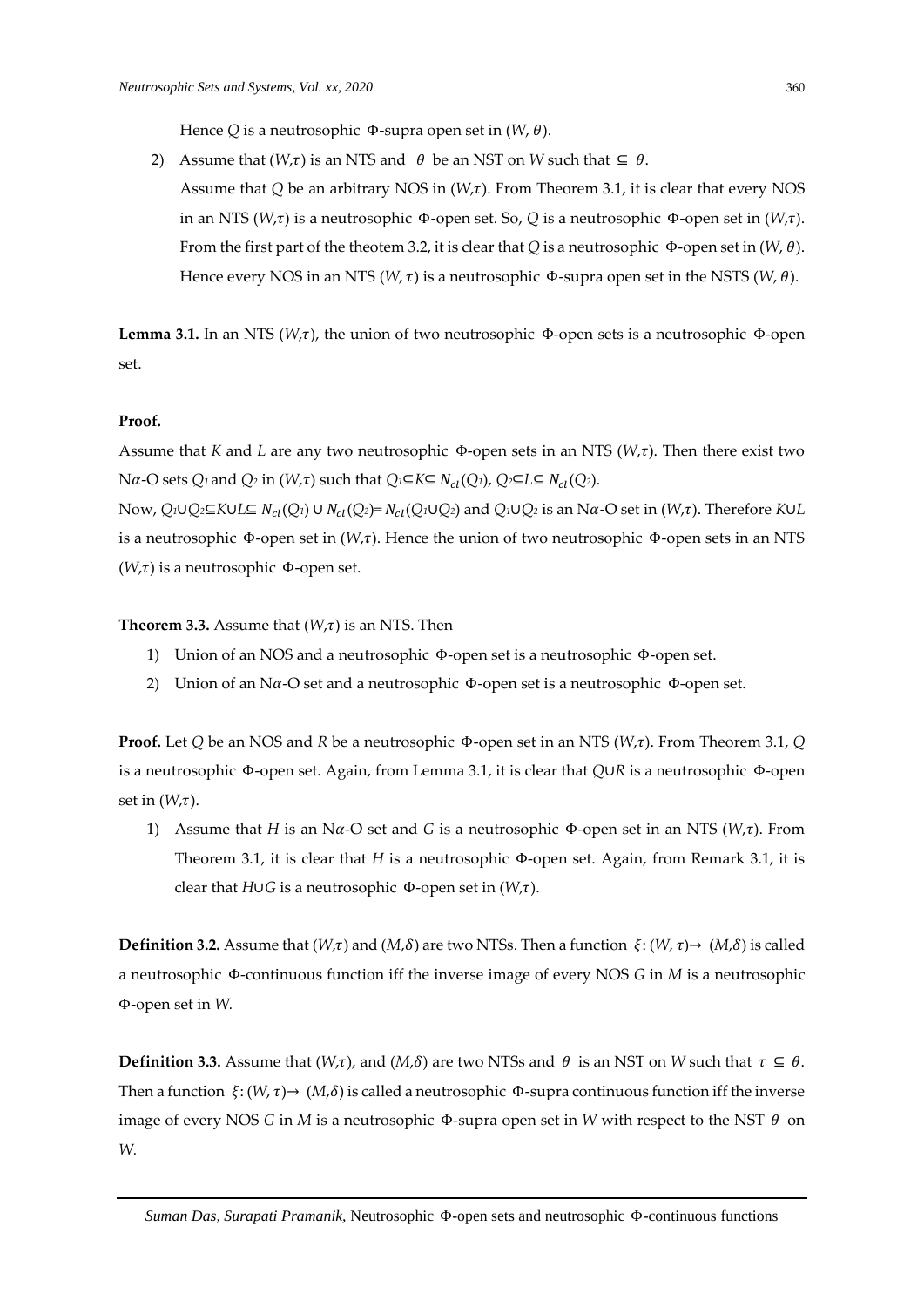Hence $Q$ is a neutrosophic Φ-supra open set in $(W, \theta)$.

2) Assume that $(W,\tau)$ is an NTS and $\theta$ be an NST on $W$ such that $\subseteq \theta$.
   Assume that $Q$ be an arbitrary NOS in $(W,\tau)$. From Theorem 3.1, it is clear that every NOS in an NTS $(W,\tau)$ is a neutrosophic Φ-open set. So, $Q$ is a neutrosophic Φ-open set in $(W,\tau)$. From the first part of the theotem 3.2, it is clear that $Q$ is a neutrosophic Φ-open set in $(W, \theta)$. Hence every NOS in an NTS $(W, \tau)$ is a neutrosophic Φ-supra open set in the NSTS $(W, \theta)$.

**Lemma 3.1.** In an NTS $(W,\tau)$, the union of two neutrosophic Φ-open sets is a neutrosophic Φ-open set.

**Proof.**

Assume that $K$ and $L$ are any two neutrosophic Φ-open sets in an NTS $(W,\tau)$. Then there exist two N$\alpha$-O sets $Q_1$ and $Q_2$ in $(W,\tau)$ such that $Q_1 \subseteq K \subseteq N_{cl}(Q_1)$, $Q_2 \subseteq L \subseteq N_{cl}(Q_2)$.

Now, $Q_1 \cup Q_2 \subseteq K \cup L \subseteq N_{cl}(Q_1) \cup N_{cl}(Q_2) = N_{cl}(Q_1 \cup Q_2)$ and $Q_1 \cup Q_2$ is an N$\alpha$-O set in $(W,\tau)$. Therefore $K \cup L$ is a neutrosophic Φ-open set in $(W,\tau)$. Hence the union of two neutrosophic Φ-open sets in an NTS $(W,\tau)$ is a neutrosophic Φ-open set.

**Theorem 3.3.** Assume that $(W,\tau)$ is an NTS. Then

1) Union of an NOS and a neutrosophic Φ-open set is a neutrosophic Φ-open set.
2) Union of an N$\alpha$-O set and a neutrosophic Φ-open set is a neutrosophic Φ-open set.

**Proof.** Let $Q$ be an NOS and $R$ be a neutrosophic Φ-open set in an NTS $(W,\tau)$. From Theorem 3.1, $Q$ is a neutrosophic Φ-open set. Again, from Lemma 3.1, it is clear that $Q \cup R$ is a neutrosophic Φ-open set in $(W,\tau)$.

1) Assume that $H$ is an N$\alpha$-O set and $G$ is a neutrosophic Φ-open set in an NTS $(W,\tau)$. From Theorem 3.1, it is clear that $H$ is a neutrosophic Φ-open set. Again, from Remark 3.1, it is clear that $H \cup G$ is a neutrosophic Φ-open set in $(W,\tau)$.

**Definition 3.2.** Assume that $(W,\tau)$ and $(M,\delta)$ are two NTSs. Then a function $\xi: (W, \tau) \rightarrow (M,\delta)$ is called a neutrosophic Φ-continuous function iff the inverse image of every NOS $G$ in $M$ is a neutrosophic Φ-open set in $W$.

**Definition 3.3.** Assume that $(W,\tau)$, and $(M,\delta)$ are two NTSs and $\theta$ is an NST on $W$ such that $\tau \subseteq \theta$. Then a function $\xi: (W, \tau) \rightarrow (M,\delta)$ is called a neutrosophic Φ-supra continuous function iff the inverse image of every NOS $G$ in $M$ is a neutrosophic Φ-supra open set in $W$ with respect to the NST $\theta$ on $W$.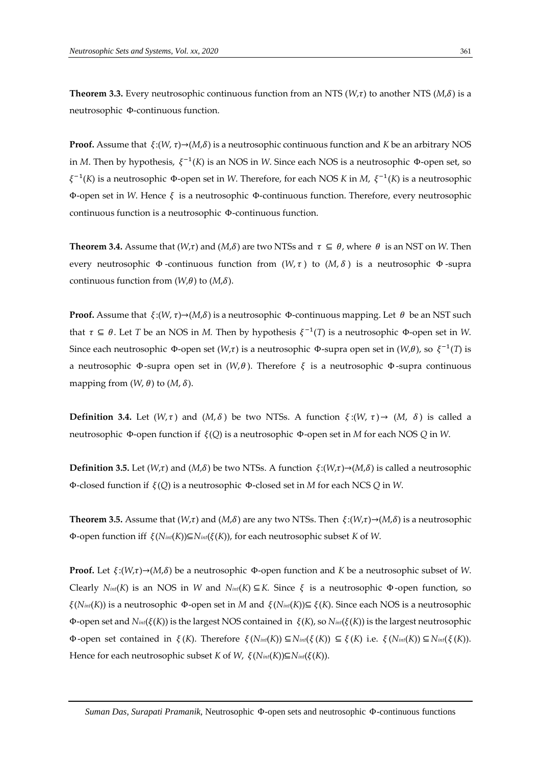**Theorem 3.3.** Every neutrosophic continuous function from an NTS $(W,\tau)$ to another NTS $(M,\delta)$ is a neutrosophic $\Phi$-continuous function.

**Proof.** Assume that $\xi:(W, \tau)\rightarrow(M,\delta)$ is a neutrosophic continuous function and $K$ be an arbitrary NOS in $M$. Then by hypothesis, $\xi^{-1}(K)$ is an NOS in $W$. Since each NOS is a neutrosophic $\Phi$-open set, so $\xi^{-1}(K)$ is a neutrosophic $\Phi$-open set in $W$. Therefore, for each NOS $K$ in $M$, $\xi^{-1}(K)$ is a neutrosophic $\Phi$-open set in $W$. Hence $\xi$ is a neutrosophic $\Phi$-continuous function. Therefore, every neutrosophic continuous function is a neutrosophic $\Phi$-continuous function.

**Theorem 3.4.** Assume that $(W,\tau)$ and $(M,\delta)$ are two NTSs and $\tau \subseteq \theta$, where $\theta$ is an NST on $W$. Then every neutrosophic $\Phi$-continuous function from $(W,\tau)$ to $(M,\delta)$ is a neutrosophic $\Phi$-supra continuous function from $(W,\theta)$ to $(M,\delta)$.

**Proof.** Assume that $\xi:(W, \tau)\rightarrow(M,\delta)$ is a neutrosophic $\Phi$-continuous mapping. Let $\theta$ be an NST such that $\tau \subseteq \theta$. Let $T$ be an NOS in $M$. Then by hypothesis $\xi^{-1}(T)$ is a neutrosophic $\Phi$-open set in $W$. Since each neutrosophic $\Phi$-open set $(W,\tau)$ is a neutrosophic $\Phi$-supra open set in $(W,\theta)$, so $\xi^{-1}(T)$ is a neutrosophic $\Phi$-supra open set in $(W,\theta)$. Therefore $\xi$ is a neutrosophic $\Phi$-supra continuous mapping from $(W, \theta)$ to $(M, \delta)$.

**Definition 3.4.** Let $(W,\tau)$ and $(M,\delta)$ be two NTSs. A function $\xi:(W, \tau)\rightarrow(M, \delta)$ is called a neutrosophic $\Phi$-open function if $\xi(Q)$ is a neutrosophic $\Phi$-open set in $M$ for each NOS $Q$ in $W$.

**Definition 3.5.** Let $(W,\tau)$ and $(M,\delta)$ be two NTSs. A function $\xi:(W,\tau)\rightarrow(M,\delta)$ is called a neutrosophic $\Phi$-closed function if $\xi(Q)$ is a neutrosophic $\Phi$-closed set in $M$ for each NCS $Q$ in $W$.

**Theorem 3.5.** Assume that $(W,\tau)$ and $(M,\delta)$ are any two NTSs. Then $\xi:(W,\tau)\rightarrow(M,\delta)$ is a neutrosophic $\Phi$-open function iff $\xi(N_{int}(K))\subseteq N_{int}(\xi(K))$, for each neutrosophic subset $K$ of $W$.

**Proof.** Let $\xi:(W,\tau)\rightarrow(M,\delta)$ be a neutrosophic $\Phi$-open function and $K$ be a neutrosophic subset of $W$. Clearly $N_{int}(K)$ is an NOS in $W$ and $N_{int}(K)\subseteq K$. Since $\xi$ is a neutrosophic $\Phi$-open function, so $\xi(N_{int}(K))$ is a neutrosophic $\Phi$-open set in $M$ and $\xi(N_{int}(K))\subseteq \xi(K)$. Since each NOS is a neutrosophic $\Phi$-open set and $N_{int}(\xi(K))$ is the largest NOS contained in $\xi(K)$, so $N_{int}(\xi(K))$ is the largest neutrosophic $\Phi$-open set contained in $\xi(K)$. Therefore $\xi(N_{int}(K))\subseteq N_{int}(\xi(K))\subseteq \xi(K)$ i.e. $\xi(N_{int}(K))\subseteq N_{int}(\xi(K))$. Hence for each neutrosophic subset $K$ of $W$, $\xi(N_{int}(K))\subseteq N_{int}(\xi(K))$.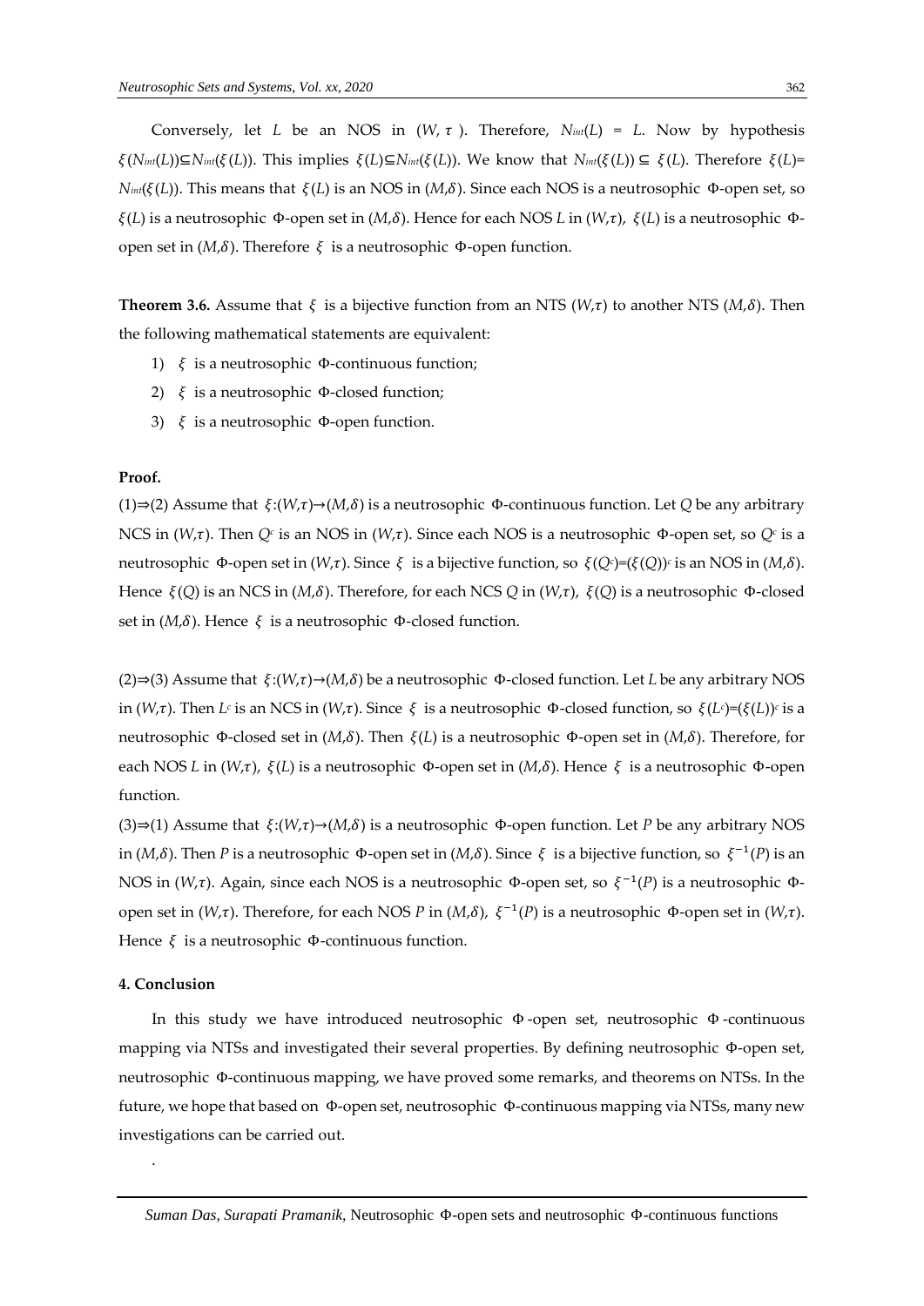Conversely, let $L$ be an NOS in $(W, \tau)$. Therefore, $N_{int}(L) = L$. Now by hypothesis $\xi(N_{int}(L)) \subseteq N_{int}(\xi(L))$. This implies $\xi(L) \subseteq N_{int}(\xi(L))$. We know that $N_{int}(\xi(L)) \subseteq \xi(L)$. Therefore $\xi(L) = N_{int}(\xi(L))$. This means that $\xi(L)$ is an NOS in $(M,\delta)$. Since each NOS is a neutrosophic Φ-open set, so $\xi(L)$ is a neutrosophic Φ-open set in $(M,\delta)$. Hence for each NOS $L$ in $(W,\tau)$, $\xi(L)$ is a neutrosophic Φ-open set in $(M,\delta)$. Therefore $\xi$ is a neutrosophic Φ-open function.

**Theorem 3.6.** Assume that $\xi$ is a bijective function from an NTS $(W,\tau)$ to another NTS $(M,\delta)$. Then the following mathematical statements are equivalent:

1) $\xi$ is a neutrosophic Φ-continuous function;
2) $\xi$ is a neutrosophic Φ-closed function;
3) $\xi$ is a neutrosophic Φ-open function.

**Proof.**

(1)⇒(2) Assume that $\xi:(W,\tau)\rightarrow(M,\delta)$ is a neutrosophic Φ-continuous function. Let $Q$ be any arbitrary NCS in $(W,\tau)$. Then $Q^c$ is an NOS in $(W,\tau)$. Since each NOS is a neutrosophic Φ-open set, so $Q^c$ is a neutrosophic Φ-open set in $(W,\tau)$. Since $\xi$ is a bijective function, so $\xi(Q^c)=(\xi(Q))^c$ is an NOS in $(M,\delta)$. Hence $\xi(Q)$ is an NCS in $(M,\delta)$. Therefore, for each NCS $Q$ in $(W,\tau)$, $\xi(Q)$ is a neutrosophic Φ-closed set in $(M,\delta)$. Hence $\xi$ is a neutrosophic Φ-closed function.

(2)⇒(3) Assume that $\xi:(W,\tau)\rightarrow(M,\delta)$ be a neutrosophic Φ-closed function. Let $L$ be any arbitrary NOS in $(W,\tau)$. Then $L^c$ is an NCS in $(W,\tau)$. Since $\xi$ is a neutrosophic Φ-closed function, so $\xi(L^c)=(\xi(L))^c$ is a neutrosophic Φ-closed set in $(M,\delta)$. Then $\xi(L)$ is a neutrosophic Φ-open set in $(M,\delta)$. Therefore, for each NOS $L$ in $(W,\tau)$, $\xi(L)$ is a neutrosophic Φ-open set in $(M,\delta)$. Hence $\xi$ is a neutrosophic Φ-open function.

(3)⇒(1) Assume that $\xi:(W,\tau)\rightarrow(M,\delta)$ is a neutrosophic Φ-open function. Let $P$ be any arbitrary NOS in $(M,\delta)$. Then $P$ is a neutrosophic Φ-open set in $(M,\delta)$. Since $\xi$ is a bijective function, so $\xi^{-1}(P)$ is an NOS in $(W,\tau)$. Again, since each NOS is a neutrosophic Φ-open set, so $\xi^{-1}(P)$ is a neutrosophic Φ-open set in $(W,\tau)$. Therefore, for each NOS $P$ in $(M,\delta)$, $\xi^{-1}(P)$ is a neutrosophic Φ-open set in $(W,\tau)$. Hence $\xi$ is a neutrosophic Φ-continuous function.

#### 4. Conclusion

In this study we have introduced neutrosophic Φ-open set, neutrosophic Φ-continuous mapping via NTSs and investigated their several properties. By defining neutrosophic Φ-open set, neutrosophic Φ-continuous mapping, we have proved some remarks, and theorems on NTSs. In the future, we hope that based on Φ-open set, neutrosophic Φ-continuous mapping via NTSs, many new investigations can be carried out.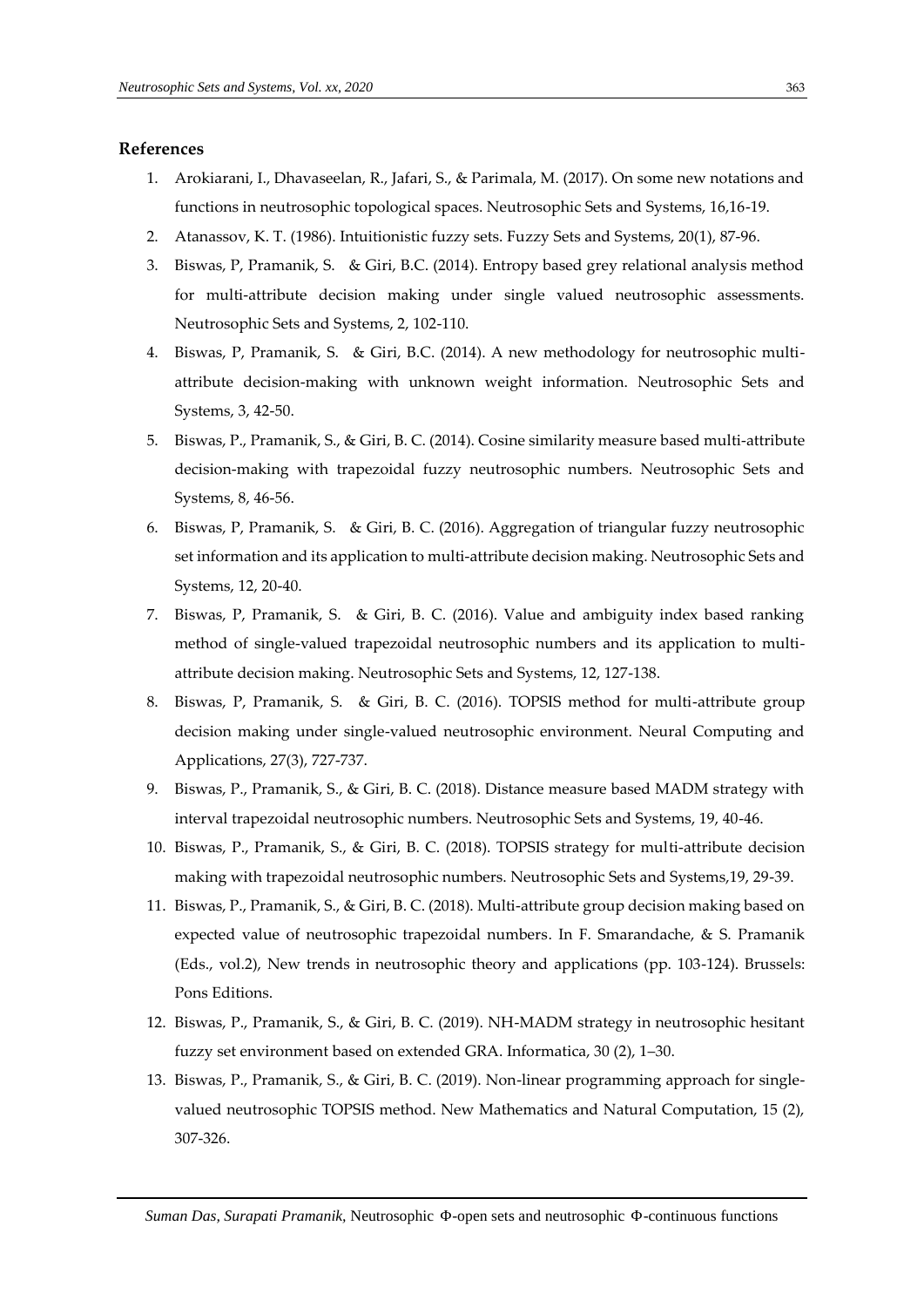## References

1. Arokiarani, I., Dhavaseelan, R., Jafari, S., & Parimala, M. (2017). On some new notations and functions in neutrosophic topological spaces. Neutrosophic Sets and Systems, 16,16-19.
2. Atanassov, K. T. (1986). Intuitionistic fuzzy sets. Fuzzy Sets and Systems, 20(1), 87-96.
3. Biswas, P, Pramanik, S. & Giri, B.C. (2014). Entropy based grey relational analysis method for multi-attribute decision making under single valued neutrosophic assessments. Neutrosophic Sets and Systems, 2, 102-110.
4. Biswas, P, Pramanik, S. & Giri, B.C. (2014). A new methodology for neutrosophic multi-attribute decision-making with unknown weight information. Neutrosophic Sets and Systems, 3, 42-50.
5. Biswas, P., Pramanik, S., & Giri, B. C. (2014). Cosine similarity measure based multi-attribute decision-making with trapezoidal fuzzy neutrosophic numbers. Neutrosophic Sets and Systems, 8, 46-56.
6. Biswas, P, Pramanik, S. & Giri, B. C. (2016). Aggregation of triangular fuzzy neutrosophic set information and its application to multi-attribute decision making. Neutrosophic Sets and Systems, 12, 20-40.
7. Biswas, P, Pramanik, S. & Giri, B. C. (2016). Value and ambiguity index based ranking method of single-valued trapezoidal neutrosophic numbers and its application to multi-attribute decision making. Neutrosophic Sets and Systems, 12, 127-138.
8. Biswas, P, Pramanik, S. & Giri, B. C. (2016). TOPSIS method for multi-attribute group decision making under single-valued neutrosophic environment. Neural Computing and Applications, 27(3), 727-737.
9. Biswas, P., Pramanik, S., & Giri, B. C. (2018). Distance measure based MADM strategy with interval trapezoidal neutrosophic numbers. Neutrosophic Sets and Systems, 19, 40-46.
10. Biswas, P., Pramanik, S., & Giri, B. C. (2018). TOPSIS strategy for multi-attribute decision making with trapezoidal neutrosophic numbers. Neutrosophic Sets and Systems,19, 29-39.
11. Biswas, P., Pramanik, S., & Giri, B. C. (2018). Multi-attribute group decision making based on expected value of neutrosophic trapezoidal numbers. In F. Smarandache, & S. Pramanik (Eds., vol.2), New trends in neutrosophic theory and applications (pp. 103-124). Brussels: Pons Editions.
12. Biswas, P., Pramanik, S., & Giri, B. C. (2019). NH-MADM strategy in neutrosophic hesitant fuzzy set environment based on extended GRA. Informatica, 30 (2), 1–30.
13. Biswas, P., Pramanik, S., & Giri, B. C. (2019). Non-linear programming approach for single-valued neutrosophic TOPSIS method. New Mathematics and Natural Computation, 15 (2), 307-326.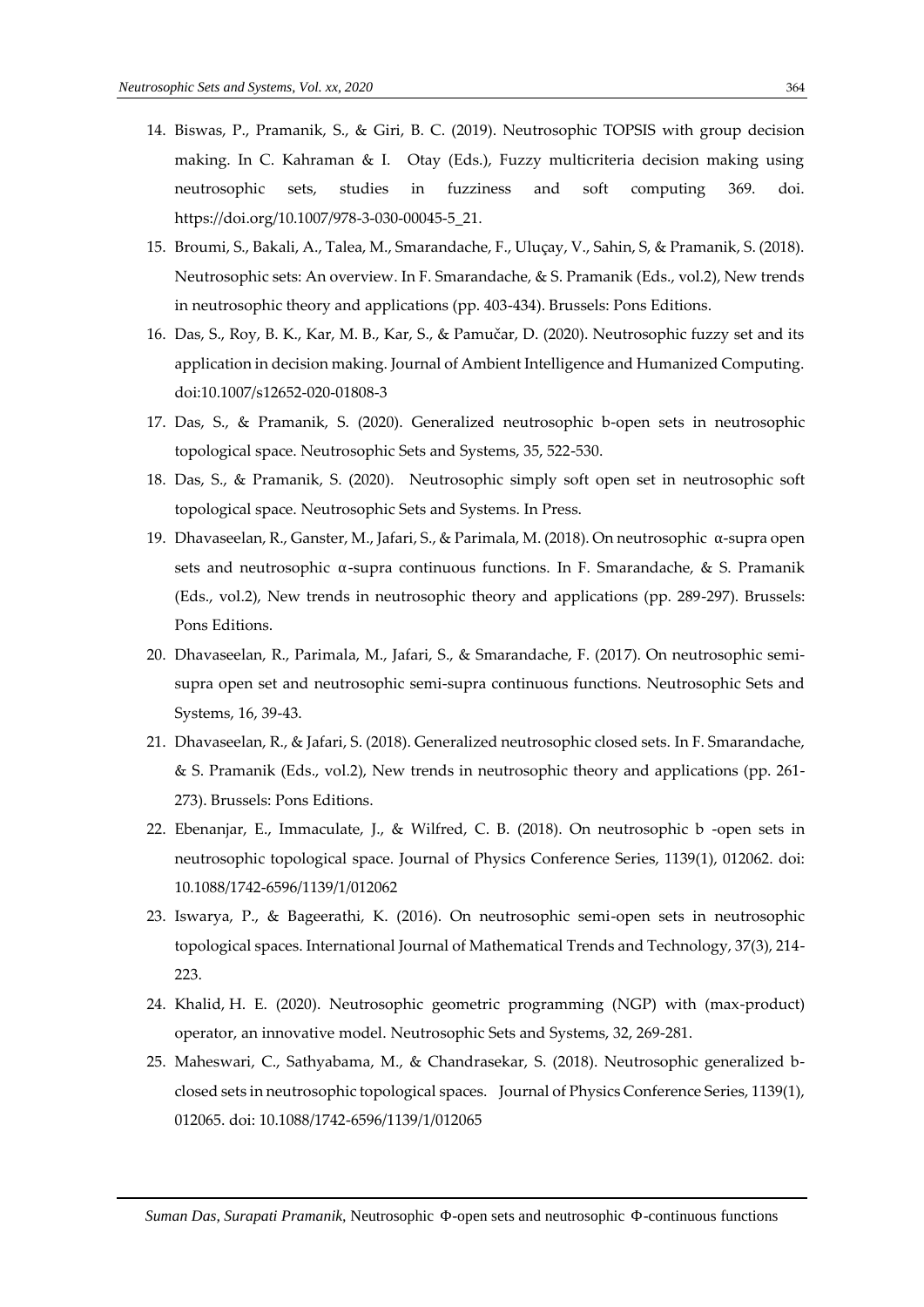14. Biswas, P., Pramanik, S., & Giri, B. C. (2019). Neutrosophic TOPSIS with group decision making. In C. Kahraman & I. Otay (Eds.), Fuzzy multicriteria decision making using neutrosophic sets, studies in fuzziness and soft computing 369. doi. https://doi.org/10.1007/978-3-030-00045-5_21.
15. Broumi, S., Bakali, A., Talea, M., Smarandache, F., Uluçay, V., Sahin, S, & Pramanik, S. (2018). Neutrosophic sets: An overview. In F. Smarandache, & S. Pramanik (Eds., vol.2), New trends in neutrosophic theory and applications (pp. 403-434). Brussels: Pons Editions.
16. Das, S., Roy, B. K., Kar, M. B., Kar, S., & Pamučar, D. (2020). Neutrosophic fuzzy set and its application in decision making. Journal of Ambient Intelligence and Humanized Computing. doi:10.1007/s12652-020-01808-3
17. Das, S., & Pramanik, S. (2020). Generalized neutrosophic b-open sets in neutrosophic topological space. Neutrosophic Sets and Systems, 35, 522-530.
18. Das, S., & Pramanik, S. (2020). Neutrosophic simply soft open set in neutrosophic soft topological space. Neutrosophic Sets and Systems. In Press.
19. Dhavaseelan, R., Ganster, M., Jafari, S., & Parimala, M. (2018). On neutrosophic α-supra open sets and neutrosophic α-supra continuous functions. In F. Smarandache, & S. Pramanik (Eds., vol.2), New trends in neutrosophic theory and applications (pp. 289-297). Brussels: Pons Editions.
20. Dhavaseelan, R., Parimala, M., Jafari, S., & Smarandache, F. (2017). On neutrosophic semi-supra open set and neutrosophic semi-supra continuous functions. Neutrosophic Sets and Systems, 16, 39-43.
21. Dhavaseelan, R., & Jafari, S. (2018). Generalized neutrosophic closed sets. In F. Smarandache, & S. Pramanik (Eds., vol.2), New trends in neutrosophic theory and applications (pp. 261-273). Brussels: Pons Editions.
22. Ebenanjar, E., Immaculate, J., & Wilfred, C. B. (2018). On neutrosophic b -open sets in neutrosophic topological space. Journal of Physics Conference Series, 1139(1), 012062. doi: 10.1088/1742-6596/1139/1/012062
23. Iswarya, P., & Bageerathi, K. (2016). On neutrosophic semi-open sets in neutrosophic topological spaces. International Journal of Mathematical Trends and Technology, 37(3), 214-223.
24. Khalid, H. E. (2020). Neutrosophic geometric programming (NGP) with (max-product) operator, an innovative model. Neutrosophic Sets and Systems, 32, 269-281.
25. Maheswari, C., Sathyabama, M., & Chandrasekar, S. (2018). Neutrosophic generalized b-closed sets in neutrosophic topological spaces. Journal of Physics Conference Series, 1139(1), 012065. doi: 10.1088/1742-6596/1139/1/012065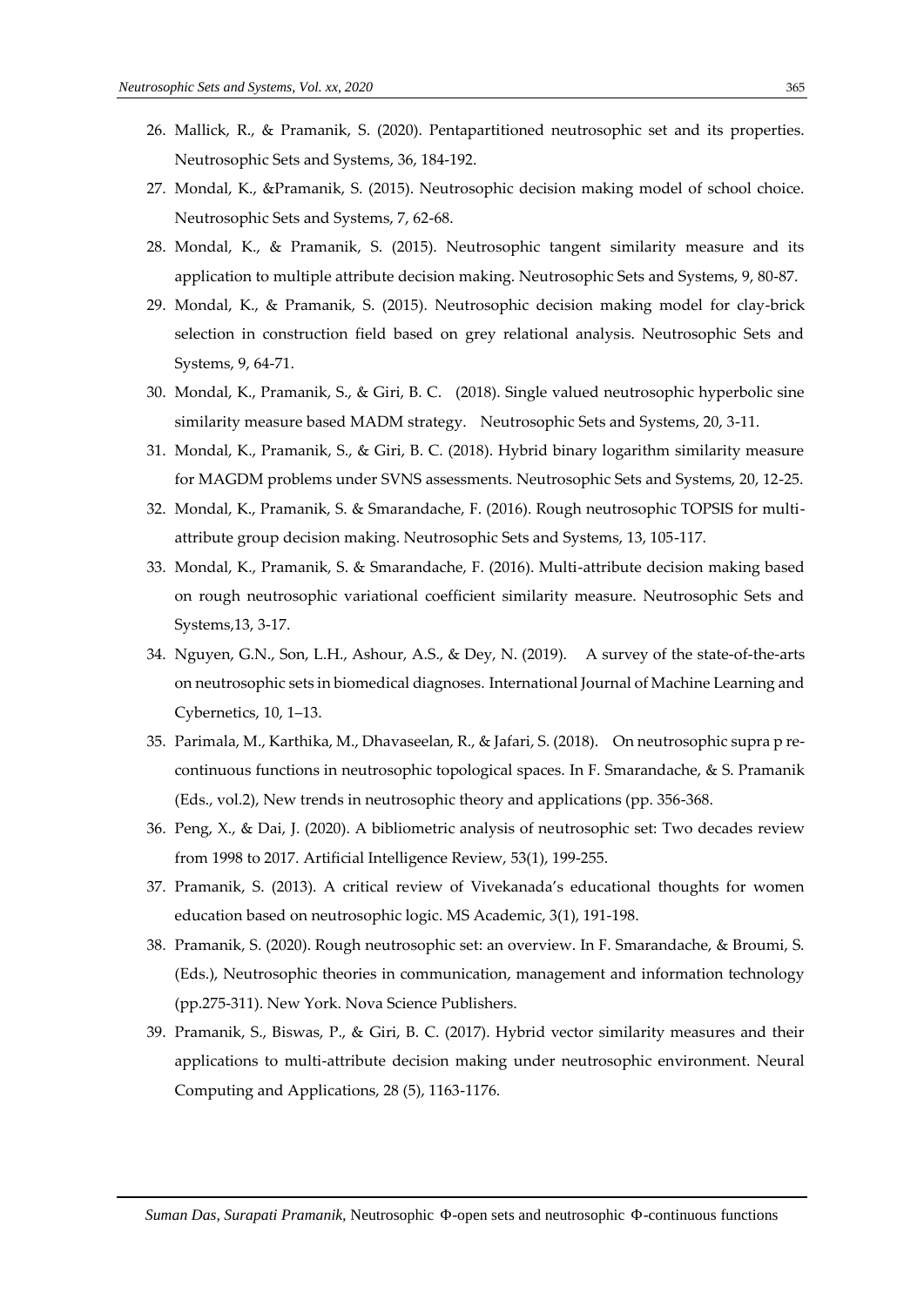26. Mallick, R., & Pramanik, S. (2020). Pentapartitioned neutrosophic set and its properties. Neutrosophic Sets and Systems, 36, 184-192.
27. Mondal, K., &Pramanik, S. (2015). Neutrosophic decision making model of school choice. Neutrosophic Sets and Systems, 7, 62-68.
28. Mondal, K., & Pramanik, S. (2015). Neutrosophic tangent similarity measure and its application to multiple attribute decision making. Neutrosophic Sets and Systems, 9, 80-87.
29. Mondal, K., & Pramanik, S. (2015). Neutrosophic decision making model for clay-brick selection in construction field based on grey relational analysis. Neutrosophic Sets and Systems, 9, 64-71.
30. Mondal, K., Pramanik, S., & Giri, B. C. (2018). Single valued neutrosophic hyperbolic sine similarity measure based MADM strategy. Neutrosophic Sets and Systems, 20, 3-11.
31. Mondal, K., Pramanik, S., & Giri, B. C. (2018). Hybrid binary logarithm similarity measure for MAGDM problems under SVNS assessments. Neutrosophic Sets and Systems, 20, 12-25.
32. Mondal, K., Pramanik, S. & Smarandache, F. (2016). Rough neutrosophic TOPSIS for multi-attribute group decision making. Neutrosophic Sets and Systems, 13, 105-117.
33. Mondal, K., Pramanik, S. & Smarandache, F. (2016). Multi-attribute decision making based on rough neutrosophic variational coefficient similarity measure. Neutrosophic Sets and Systems,13, 3-17.
34. Nguyen, G.N., Son, L.H., Ashour, A.S., & Dey, N. (2019). A survey of the state-of-the-arts on neutrosophic sets in biomedical diagnoses. International Journal of Machine Learning and Cybernetics, 10, 1–13.
35. Parimala, M., Karthika, M., Dhavaseelan, R., & Jafari, S. (2018). On neutrosophic supra p re-continuous functions in neutrosophic topological spaces. In F. Smarandache, & S. Pramanik (Eds., vol.2), New trends in neutrosophic theory and applications (pp. 356-368.
36. Peng, X., & Dai, J. (2020). A bibliometric analysis of neutrosophic set: Two decades review from 1998 to 2017. Artificial Intelligence Review, 53(1), 199-255.
37. Pramanik, S. (2013). A critical review of Vivekanada's educational thoughts for women education based on neutrosophic logic. MS Academic, 3(1), 191-198.
38. Pramanik, S. (2020). Rough neutrosophic set: an overview. In F. Smarandache, & Broumi, S. (Eds.), Neutrosophic theories in communication, management and information technology (pp.275-311). New York. Nova Science Publishers.
39. Pramanik, S., Biswas, P., & Giri, B. C. (2017). Hybrid vector similarity measures and their applications to multi-attribute decision making under neutrosophic environment. Neural Computing and Applications, 28 (5), 1163-1176.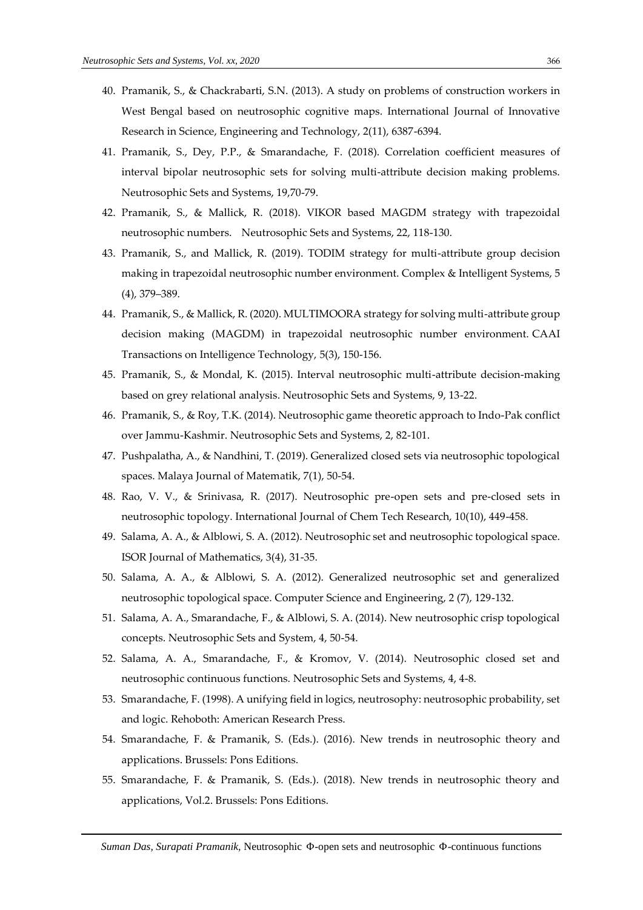40. Pramanik, S., & Chackrabarti, S.N. (2013). A study on problems of construction workers in West Bengal based on neutrosophic cognitive maps. International Journal of Innovative Research in Science, Engineering and Technology, 2(11), 6387-6394.
41. Pramanik, S., Dey, P.P., & Smarandache, F. (2018). Correlation coefficient measures of interval bipolar neutrosophic sets for solving multi-attribute decision making problems. Neutrosophic Sets and Systems, 19,70-79.
42. Pramanik, S., & Mallick, R. (2018). VIKOR based MAGDM strategy with trapezoidal neutrosophic numbers. Neutrosophic Sets and Systems, 22, 118-130.
43. Pramanik, S., and Mallick, R. (2019). TODIM strategy for multi-attribute group decision making in trapezoidal neutrosophic number environment. Complex & Intelligent Systems, 5 (4), 379–389.
44. Pramanik, S., & Mallick, R. (2020). MULTIMOORA strategy for solving multi-attribute group decision making (MAGDM) in trapezoidal neutrosophic number environment. CAAI Transactions on Intelligence Technology, 5(3), 150-156.
45. Pramanik, S., & Mondal, K. (2015). Interval neutrosophic multi-attribute decision-making based on grey relational analysis. Neutrosophic Sets and Systems, 9, 13-22.
46. Pramanik, S., & Roy, T.K. (2014). Neutrosophic game theoretic approach to Indo-Pak conflict over Jammu-Kashmir. Neutrosophic Sets and Systems, 2, 82-101.
47. Pushpalatha, A., & Nandhini, T. (2019). Generalized closed sets via neutrosophic topological spaces. Malaya Journal of Matematik, 7(1), 50-54.
48. Rao, V. V., & Srinivasa, R. (2017). Neutrosophic pre-open sets and pre-closed sets in neutrosophic topology. International Journal of Chem Tech Research, 10(10), 449-458.
49. Salama, A. A., & Alblowi, S. A. (2012). Neutrosophic set and neutrosophic topological space. ISOR Journal of Mathematics, 3(4), 31-35.
50. Salama, A. A., & Alblowi, S. A. (2012). Generalized neutrosophic set and generalized neutrosophic topological space. Computer Science and Engineering, 2 (7), 129-132.
51. Salama, A. A., Smarandache, F., & Alblowi, S. A. (2014). New neutrosophic crisp topological concepts. Neutrosophic Sets and System, 4, 50-54.
52. Salama, A. A., Smarandache, F., & Kromov, V. (2014). Neutrosophic closed set and neutrosophic continuous functions. Neutrosophic Sets and Systems, 4, 4-8.
53. Smarandache, F. (1998). A unifying field in logics, neutrosophy: neutrosophic probability, set and logic. Rehoboth: American Research Press.
54. Smarandache, F. & Pramanik, S. (Eds.). (2016). New trends in neutrosophic theory and applications. Brussels: Pons Editions.
55. Smarandache, F. & Pramanik, S. (Eds.). (2018). New trends in neutrosophic theory and applications, Vol.2. Brussels: Pons Editions.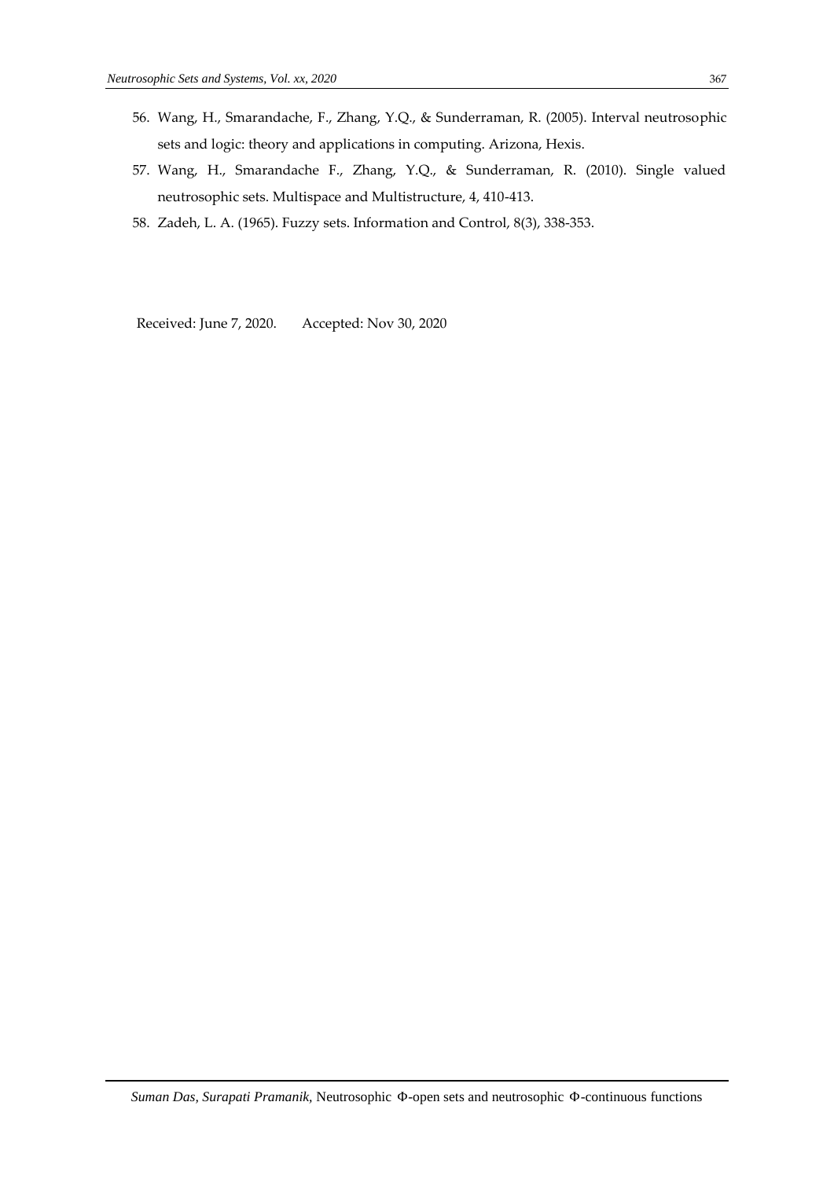56. Wang, H., Smarandache, F., Zhang, Y.Q., & Sunderraman, R. (2005). Interval neutrosophic sets and logic: theory and applications in computing. Arizona, Hexis.
57. Wang, H., Smarandache F., Zhang, Y.Q., & Sunderraman, R. (2010). Single valued neutrosophic sets. Multispace and Multistructure, 4, 410-413.
58. Zadeh, L. A. (1965). Fuzzy sets. Information and Control, 8(3), 338-353.

Received: June 7, 2020. Accepted: Nov 30, 2020